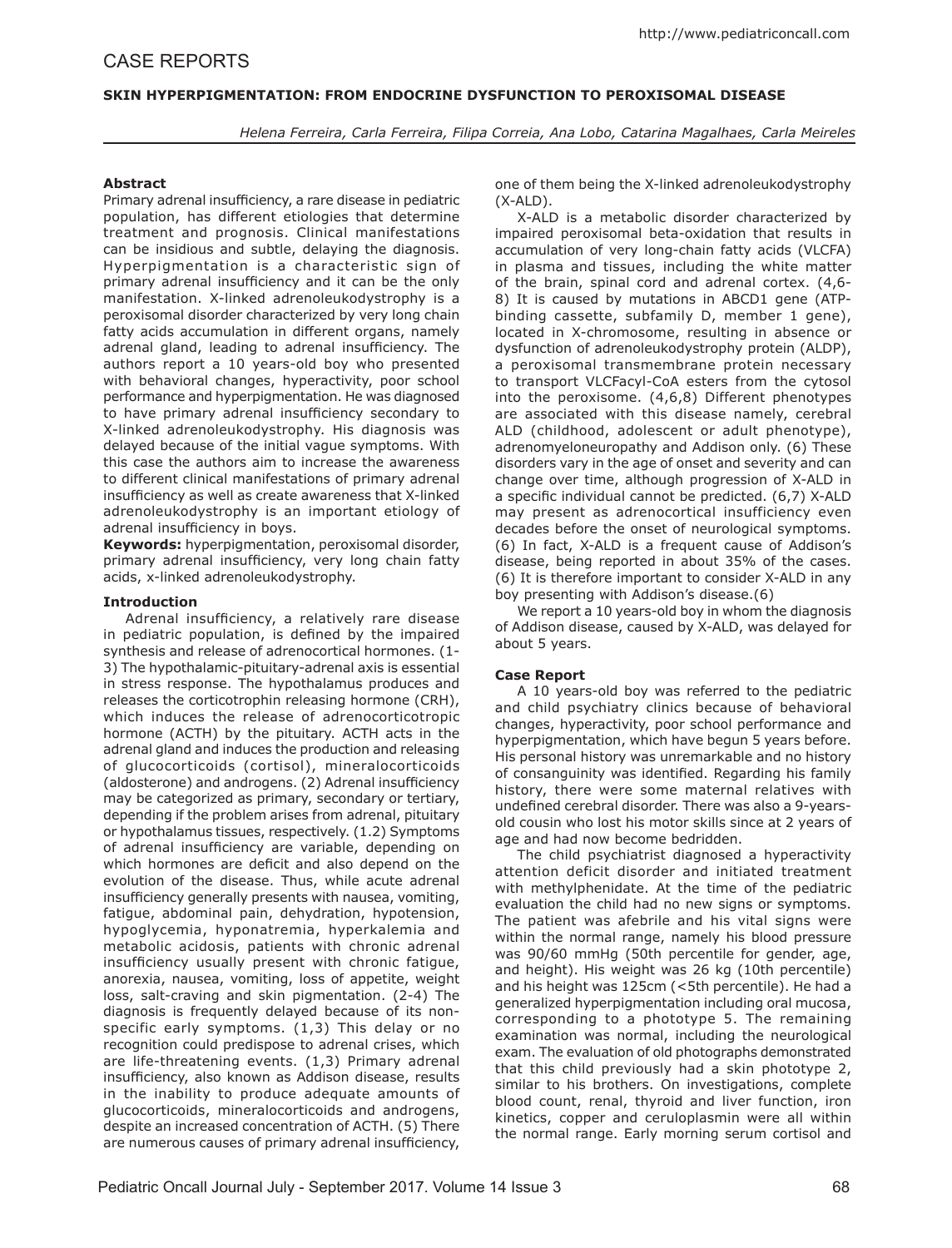# CASE REPORTS

## SKIN HYPERPIGMENTATION: FROM ENDOCRINE DYSFUNCTION TO PEROXISOMAL DISEASE

*Helena Ferreira, Carla Ferreira, Filipa Correia, Ana Lobo, Catarina Magalhaes, Carla Meireles*

### Abstract

Primary adrenal insufficiency, a rare disease in pediatric population, has different etiologies that determine treatment and prognosis. Clinical manifestations can be insidious and subtle, delaying the diagnosis. Hyperpigmentation is a characteristic sign of primary adrenal insufficiency and it can be the only manifestation. X-linked adrenoleukodystrophy is a peroxisomal disorder characterized by very long chain fatty acids accumulation in different organs, namely adrenal gland, leading to adrenal insufficiency. The authors report a 10 years-old boy who presented with behavioral changes, hyperactivity, poor school performance and hyperpigmentation. He was diagnosed to have primary adrenal insufficiency secondary to X-linked adrenoleukodystrophy. His diagnosis was delayed because of the initial vague symptoms. With this case the authors aim to increase the awareness to different clinical manifestations of primary adrenal insufficiency as well as create awareness that X-linked adrenoleukodystrophy is an important etiology of adrenal insufficiency in boys.

**Keywords:** hyperpigmentation, peroxisomal disorder, primary adrenal insufficiency, very long chain fatty acids, x-linked adrenoleukodystrophy.

### Introduction

Adrenal insufficiency, a relatively rare disease in pediatric population, is defined by the impaired synthesis and release of adrenocortical hormones. (1-3) The hypothalamic-pituitary-adrenal axis is essential in stress response. The hypothalamus produces and releases the corticotrophin releasing hormone (CRH), which induces the release of adrenocorticotropic hormone (ACTH) by the pituitary. ACTH acts in the adrenal gland and induces the production and releasing of glucocorticoids (cortisol), mineralocorticoids (aldosterone) and androgens. (2) Adrenal insufficiency may be categorized as primary, secondary or tertiary, depending if the problem arises from adrenal, pituitary or hypothalamus tissues, respectively. (1.2) Symptoms of adrenal insufficiency are variable, depending on which hormones are deficit and also depend on the evolution of the disease. Thus, while acute adrenal insufficiency generally presents with nausea, vomiting, fatigue, abdominal pain, dehydration, hypotension, hypoglycemia, hyponatremia, hyperkalemia and metabolic acidosis, patients with chronic adrenal insufficiency usually present with chronic fatigue, anorexia, nausea, vomiting, loss of appetite, weight loss, salt-craving and skin pigmentation. (2-4) The diagnosis is frequently delayed because of its non-specific early symptoms. (1,3) This delay or no recognition could predispose to adrenal crises, which are life-threatening events. (1,3) Primary adrenal insufficiency, also known as Addison disease, results in the inability to produce adequate amounts of glucocorticoids, mineralocorticoids and androgens, despite an increased concentration of ACTH. (5) There are numerous causes of primary adrenal insufficiency, one of them being the X-linked adrenoleukodystrophy (X-ALD).

X-ALD is a metabolic disorder characterized by impaired peroxisomal beta-oxidation that results in accumulation of very long-chain fatty acids (VLCFA) in plasma and tissues, including the white matter of the brain, spinal cord and adrenal cortex. (4,6-8) It is caused by mutations in ABCD1 gene (ATP-binding cassette, subfamily D, member 1 gene), located in X-chromosome, resulting in absence or dysfunction of adrenoleukodystrophy protein (ALDP), a peroxisomal transmembrane protein necessary to transport VLCFacyl-CoA esters from the cytosol into the peroxisome. (4,6,8) Different phenotypes are associated with this disease namely, cerebral ALD (childhood, adolescent or adult phenotype), adrenomyeloneuropathy and Addison only. (6) These disorders vary in the age of onset and severity and can change over time, although progression of X-ALD in a specific individual cannot be predicted. (6,7) X-ALD may present as adrenocortical insufficiency even decades before the onset of neurological symptoms. (6) In fact, X-ALD is a frequent cause of Addison's disease, being reported in about 35% of the cases. (6) It is therefore important to consider X-ALD in any boy presenting with Addison's disease.(6)

We report a 10 years-old boy in whom the diagnosis of Addison disease, caused by X-ALD, was delayed for about 5 years.

### Case Report

A 10 years-old boy was referred to the pediatric and child psychiatry clinics because of behavioral changes, hyperactivity, poor school performance and hyperpigmentation, which have begun 5 years before. His personal history was unremarkable and no history of consanguinity was identified. Regarding his family history, there were some maternal relatives with undefined cerebral disorder. There was also a 9-years-old cousin who lost his motor skills since at 2 years of age and had now become bedridden.

The child psychiatrist diagnosed a hyperactivity attention deficit disorder and initiated treatment with methylphenidate. At the time of the pediatric evaluation the child had no new signs or symptoms. The patient was afebrile and his vital signs were within the normal range, namely his blood pressure was 90/60 mmHg (50th percentile for gender, age, and height). His weight was 26 kg (10th percentile) and his height was 125cm (<5th percentile). He had a generalized hyperpigmentation including oral mucosa, corresponding to a phototype 5. The remaining examination was normal, including the neurological exam. The evaluation of old photographs demonstrated that this child previously had a skin phototype 2, similar to his brothers. On investigations, complete blood count, renal, thyroid and liver function, iron kinetics, copper and ceruloplasmin were all within the normal range. Early morning serum cortisol and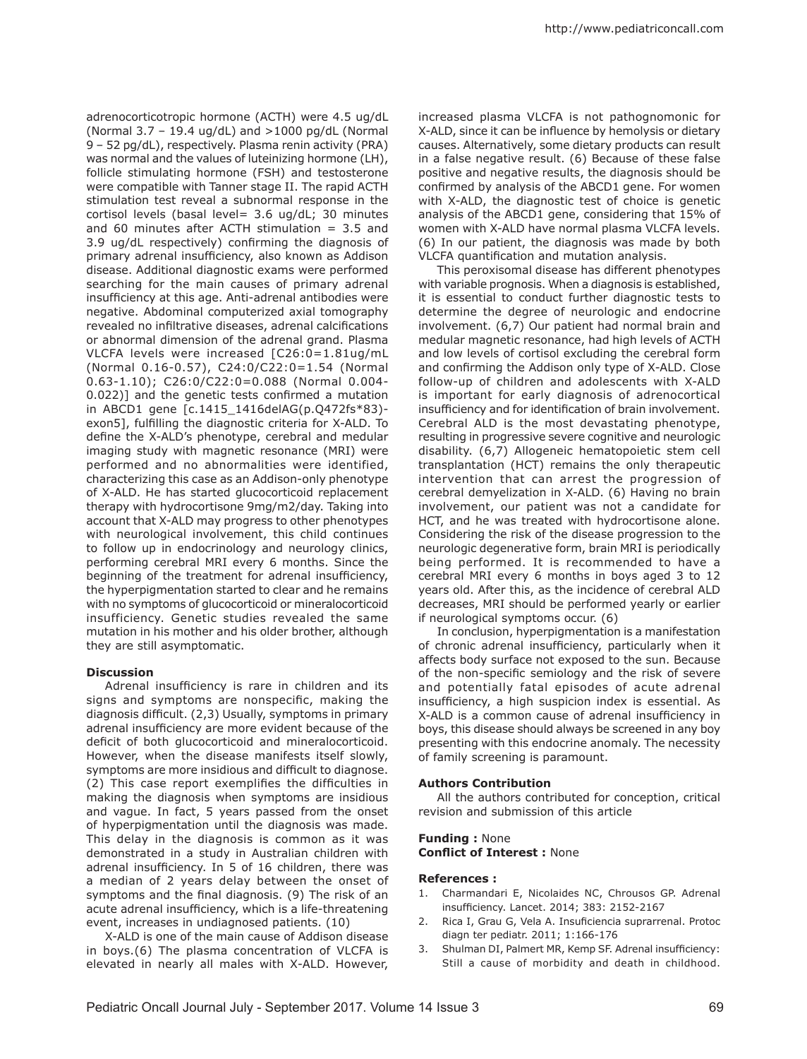adrenocorticotropic hormone (ACTH) were 4.5 ug/dL (Normal 3.7 – 19.4 ug/dL) and >1000 pg/dL (Normal 9 – 52 pg/dL), respectively. Plasma renin activity (PRA) was normal and the values of luteinizing hormone (LH), follicle stimulating hormone (FSH) and testosterone were compatible with Tanner stage II. The rapid ACTH stimulation test reveal a subnormal response in the cortisol levels (basal level= 3.6 ug/dL; 30 minutes and 60 minutes after ACTH stimulation = 3.5 and 3.9 ug/dL respectively) confirming the diagnosis of primary adrenal insufficiency, also known as Addison disease. Additional diagnostic exams were performed searching for the main causes of primary adrenal insufficiency at this age. Anti-adrenal antibodies were negative. Abdominal computerized axial tomography revealed no infiltrative diseases, adrenal calcifications or abnormal dimension of the adrenal grand. Plasma VLCFA levels were increased [C26:0=1.81ug/mL (Normal 0.16-0.57), C24:0/C22:0=1.54 (Normal 0.63-1.10); C26:0/C22:0=0.088 (Normal 0.004-0.022)] and the genetic tests confirmed a mutation in ABCD1 gene [c.1415_1416delAG(p.Q472fs*83)-exon5], fulfilling the diagnostic criteria for X-ALD. To define the X-ALD's phenotype, cerebral and medular imaging study with magnetic resonance (MRI) were performed and no abnormalities were identified, characterizing this case as an Addison-only phenotype of X-ALD. He has started glucocorticoid replacement therapy with hydrocortisone 9mg/m2/day. Taking into account that X-ALD may progress to other phenotypes with neurological involvement, this child continues to follow up in endocrinology and neurology clinics, performing cerebral MRI every 6 months. Since the beginning of the treatment for adrenal insufficiency, the hyperpigmentation started to clear and he remains with no symptoms of glucocorticoid or mineralocorticoid insufficiency. Genetic studies revealed the same mutation in his mother and his older brother, although they are still asymptomatic.

**Discussion**

Adrenal insufficiency is rare in children and its signs and symptoms are nonspecific, making the diagnosis difficult. (2,3) Usually, symptoms in primary adrenal insufficiency are more evident because of the deficit of both glucocorticoid and mineralocorticoid. However, when the disease manifests itself slowly, symptoms are more insidious and difficult to diagnose. (2) This case report exemplifies the difficulties in making the diagnosis when symptoms are insidious and vague. In fact, 5 years passed from the onset of hyperpigmentation until the diagnosis was made. This delay in the diagnosis is common as it was demonstrated in a study in Australian children with adrenal insufficiency. In 5 of 16 children, there was a median of 2 years delay between the onset of symptoms and the final diagnosis. (9) The risk of an acute adrenal insufficiency, which is a life-threatening event, increases in undiagnosed patients. (10)

X-ALD is one of the main cause of Addison disease in boys.(6) The plasma concentration of VLCFA is elevated in nearly all males with X-ALD. However, increased plasma VLCFA is not pathognomonic for X-ALD, since it can be influence by hemolysis or dietary causes. Alternatively, some dietary products can result in a false negative result. (6) Because of these false positive and negative results, the diagnosis should be confirmed by analysis of the ABCD1 gene. For women with X-ALD, the diagnostic test of choice is genetic analysis of the ABCD1 gene, considering that 15% of women with X-ALD have normal plasma VLCFA levels. (6) In our patient, the diagnosis was made by both VLCFA quantification and mutation analysis.

This peroxisomal disease has different phenotypes with variable prognosis. When a diagnosis is established, it is essential to conduct further diagnostic tests to determine the degree of neurologic and endocrine involvement. (6,7) Our patient had normal brain and medular magnetic resonance, had high levels of ACTH and low levels of cortisol excluding the cerebral form and confirming the Addison only type of X-ALD. Close follow-up of children and adolescents with X-ALD is important for early diagnosis of adrenocortical insufficiency and for identification of brain involvement. Cerebral ALD is the most devastating phenotype, resulting in progressive severe cognitive and neurologic disability. (6,7) Allogeneic hematopoietic stem cell transplantation (HCT) remains the only therapeutic intervention that can arrest the progression of cerebral demyelization in X-ALD. (6) Having no brain involvement, our patient was not a candidate for HCT, and he was treated with hydrocortisone alone. Considering the risk of the disease progression to the neurologic degenerative form, brain MRI is periodically being performed. It is recommended to have a cerebral MRI every 6 months in boys aged 3 to 12 years old. After this, as the incidence of cerebral ALD decreases, MRI should be performed yearly or earlier if neurological symptoms occur. (6)

In conclusion, hyperpigmentation is a manifestation of chronic adrenal insufficiency, particularly when it affects body surface not exposed to the sun. Because of the non-specific semiology and the risk of severe and potentially fatal episodes of acute adrenal insufficiency, a high suspicion index is essential. As X-ALD is a common cause of adrenal insufficiency in boys, this disease should always be screened in any boy presenting with this endocrine anomaly. The necessity of family screening is paramount.

**Authors Contribution**

All the authors contributed for conception, critical revision and submission of this article

**Funding :** None
**Conflict of Interest :** None

**References :**

1. Charmandari E, Nicolaides NC, Chrousos GP. Adrenal insufficiency. Lancet. 2014; 383: 2152-2167
2. Rica I, Grau G, Vela A. Insuficiencia suprarrenal. Protoc diagn ter pediatr. 2011; 1:166-176
3. Shulman DI, Palmert MR, Kemp SF. Adrenal insufficiency: Still a cause of morbidity and death in childhood.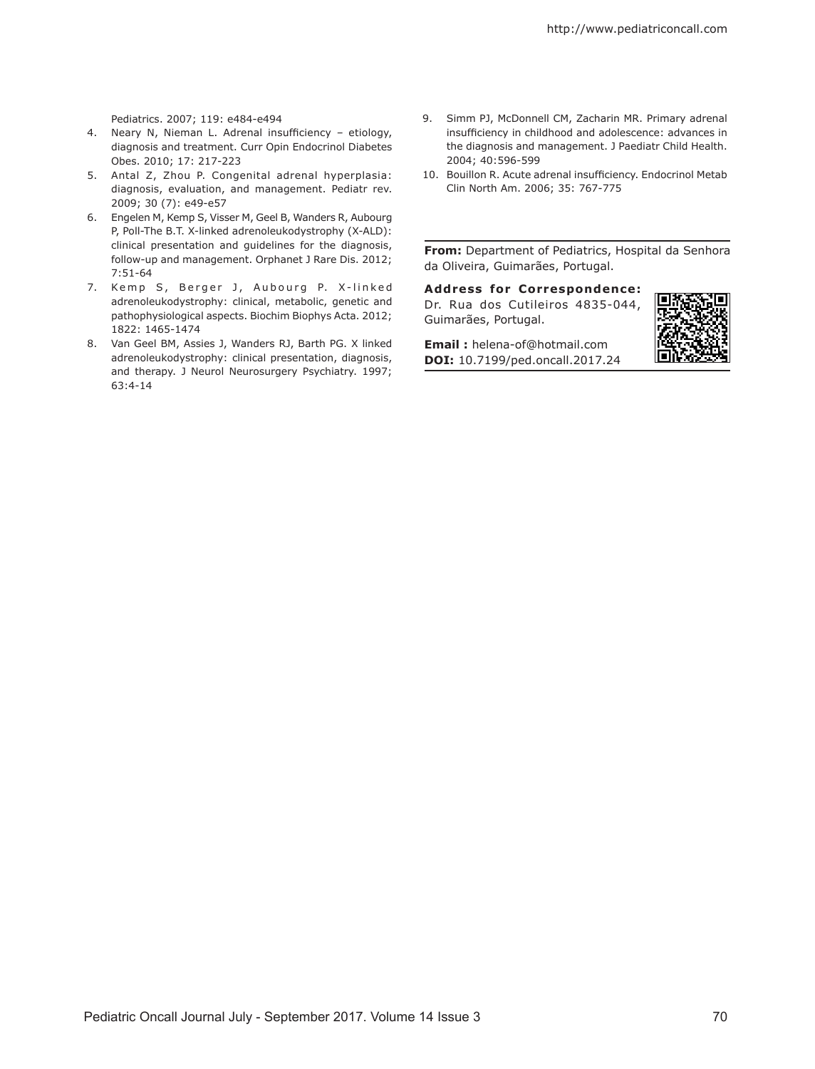Pediatrics. 2007; 119: e484-e494

4. Neary N, Nieman L. Adrenal insufficiency – etiology, diagnosis and treatment. Curr Opin Endocrinol Diabetes Obes. 2010; 17: 217-223
5. Antal Z, Zhou P. Congenital adrenal hyperplasia: diagnosis, evaluation, and management. Pediatr rev. 2009; 30 (7): e49-e57
6. Engelen M, Kemp S, Visser M, Geel B, Wanders R, Aubourg P, Poll-The B.T. X-linked adrenoleukodystrophy (X-ALD): clinical presentation and guidelines for the diagnosis, follow-up and management. Orphanet J Rare Dis. 2012; 7:51-64
7. Kemp S, Berger J, Aubourg P. X-linked adrenoleukodystrophy: clinical, metabolic, genetic and pathophysiological aspects. Biochim Biophys Acta. 2012; 1822: 1465-1474
8. Van Geel BM, Assies J, Wanders RJ, Barth PG. X linked adrenoleukodystrophy: clinical presentation, diagnosis, and therapy. J Neurol Neurosurgery Psychiatry. 1997; 63:4-14
9. Simm PJ, McDonnell CM, Zacharin MR. Primary adrenal insufficiency in childhood and adolescence: advances in the diagnosis and management. J Paediatr Child Health. 2004; 40:596-599
10. Bouillon R. Acute adrenal insufficiency. Endocrinol Metab Clin North Am. 2006; 35: 767-775

**From:** Department of Pediatrics, Hospital da Senhora da Oliveira, Guimarães, Portugal.

**Address for Correspondence:** Dr. Rua dos Cutileiros 4835-044, Guimarães, Portugal.

**Email :** helena-of@hotmail.com
**DOI:** 10.7199/ped.oncall.2017.24